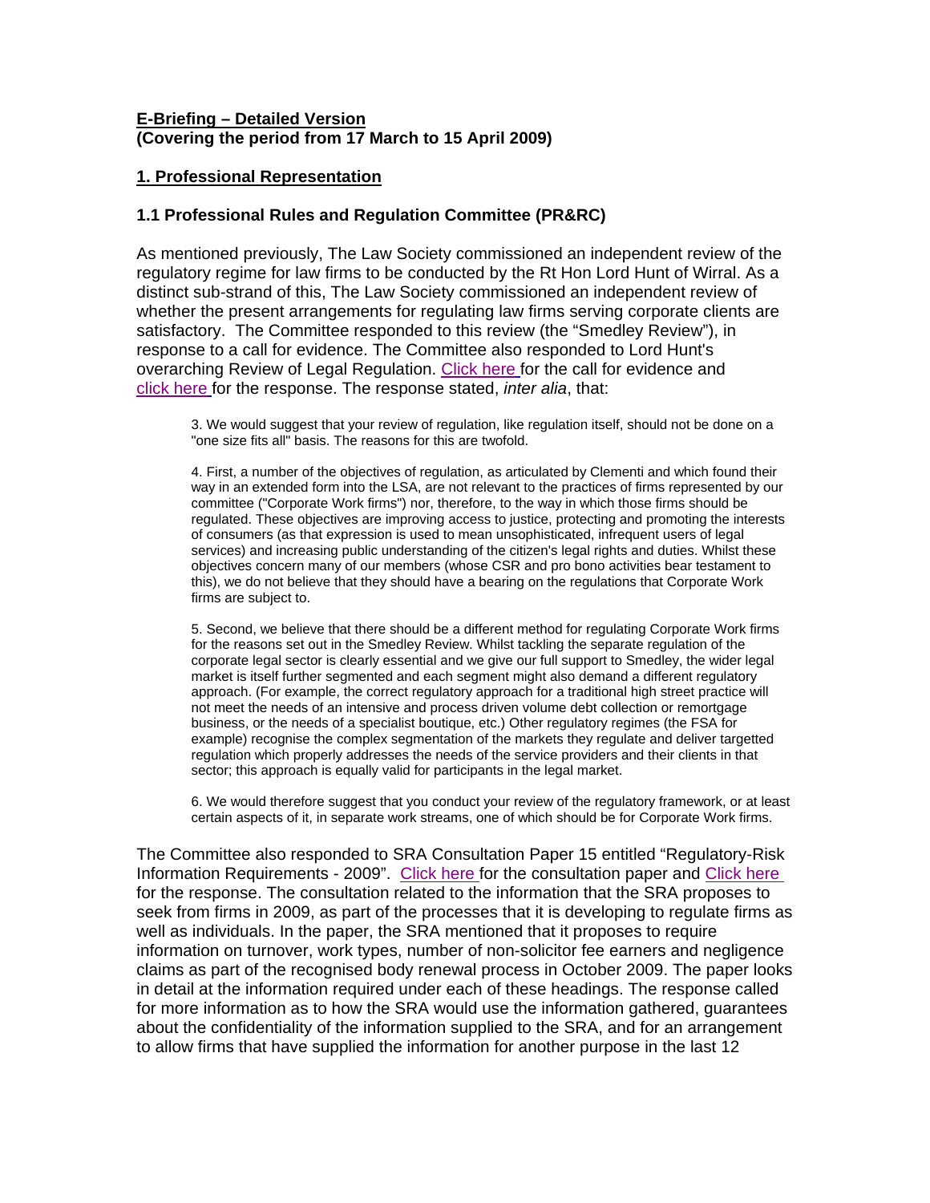**E-Briefing – Detailed Version**
**(Covering the period from 17 March to 15 April 2009)**

## 1. Professional Representation

### 1.1 Professional Rules and Regulation Committee (PR&RC)

As mentioned previously, The Law Society commissioned an independent review of the regulatory regime for law firms to be conducted by the Rt Hon Lord Hunt of Wirral. As a distinct sub-strand of this, The Law Society commissioned an independent review of whether the present arrangements for regulating law firms serving corporate clients are satisfactory. The Committee responded to this review (the "Smedley Review"), in response to a call for evidence. The Committee also responded to Lord Hunt's overarching Review of Legal Regulation. Click here for the call for evidence and click here for the response. The response stated, *inter alia*, that:

> 3. We would suggest that your review of regulation, like regulation itself, should not be done on a "one size fits all" basis. The reasons for this are twofold.
>
> 4. First, a number of the objectives of regulation, as articulated by Clementi and which found their way in an extended form into the LSA, are not relevant to the practices of firms represented by our committee ("Corporate Work firms") nor, therefore, to the way in which those firms should be regulated. These objectives are improving access to justice, protecting and promoting the interests of consumers (as that expression is used to mean unsophisticated, infrequent users of legal services) and increasing public understanding of the citizen's legal rights and duties. Whilst these objectives concern many of our members (whose CSR and pro bono activities bear testament to this), we do not believe that they should have a bearing on the regulations that Corporate Work firms are subject to.
>
> 5. Second, we believe that there should be a different method for regulating Corporate Work firms for the reasons set out in the Smedley Review. Whilst tackling the separate regulation of the corporate legal sector is clearly essential and we give our full support to Smedley, the wider legal market is itself further segmented and each segment might also demand a different regulatory approach. (For example, the correct regulatory approach for a traditional high street practice will not meet the needs of an intensive and process driven volume debt collection or remortgage business, or the needs of a specialist boutique, etc.) Other regulatory regimes (the FSA for example) recognise the complex segmentation of the markets they regulate and deliver targetted regulation which properly addresses the needs of the service providers and their clients in that sector; this approach is equally valid for participants in the legal market.
>
> 6. We would therefore suggest that you conduct your review of the regulatory framework, or at least certain aspects of it, in separate work streams, one of which should be for Corporate Work firms.

The Committee also responded to SRA Consultation Paper 15 entitled "Regulatory-Risk Information Requirements - 2009". Click here for the consultation paper and Click here for the response. The consultation related to the information that the SRA proposes to seek from firms in 2009, as part of the processes that it is developing to regulate firms as well as individuals. In the paper, the SRA mentioned that it proposes to require information on turnover, work types, number of non-solicitor fee earners and negligence claims as part of the recognised body renewal process in October 2009. The paper looks in detail at the information required under each of these headings. The response called for more information as to how the SRA would use the information gathered, guarantees about the confidentiality of the information supplied to the SRA, and for an arrangement to allow firms that have supplied the information for another purpose in the last 12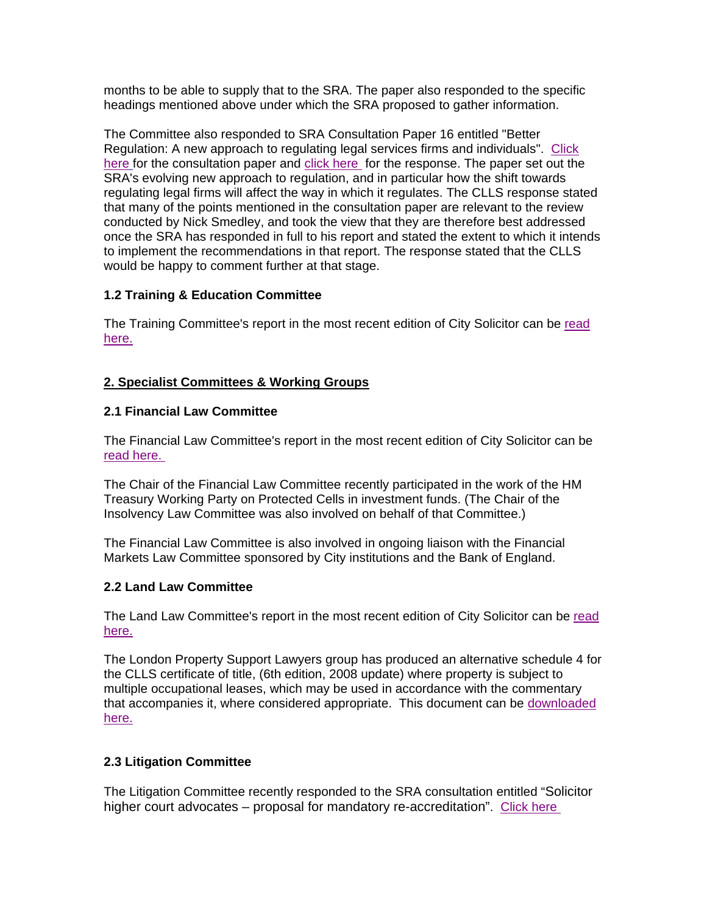months to be able to supply that to the SRA. The paper also responded to the specific headings mentioned above under which the SRA proposed to gather information.

The Committee also responded to SRA Consultation Paper 16 entitled "Better Regulation: A new approach to regulating legal services firms and individuals". Click here for the consultation paper and click here for the response. The paper set out the SRA's evolving new approach to regulation, and in particular how the shift towards regulating legal firms will affect the way in which it regulates. The CLLS response stated that many of the points mentioned in the consultation paper are relevant to the review conducted by Nick Smedley, and took the view that they are therefore best addressed once the SRA has responded in full to his report and stated the extent to which it intends to implement the recommendations in that report. The response stated that the CLLS would be happy to comment further at that stage.

### 1.2 Training & Education Committee

The Training Committee's report in the most recent edition of City Solicitor can be read here.

## 2. Specialist Committees & Working Groups

### 2.1 Financial Law Committee

The Financial Law Committee's report in the most recent edition of City Solicitor can be read here.

The Chair of the Financial Law Committee recently participated in the work of the HM Treasury Working Party on Protected Cells in investment funds. (The Chair of the Insolvency Law Committee was also involved on behalf of that Committee.)

The Financial Law Committee is also involved in ongoing liaison with the Financial Markets Law Committee sponsored by City institutions and the Bank of England.

### 2.2 Land Law Committee

The Land Law Committee's report in the most recent edition of City Solicitor can be read here.

The London Property Support Lawyers group has produced an alternative schedule 4 for the CLLS certificate of title, (6th edition, 2008 update) where property is subject to multiple occupational leases, which may be used in accordance with the commentary that accompanies it, where considered appropriate. This document can be downloaded here.

### 2.3 Litigation Committee

The Litigation Committee recently responded to the SRA consultation entitled "Solicitor higher court advocates – proposal for mandatory re-accreditation". Click here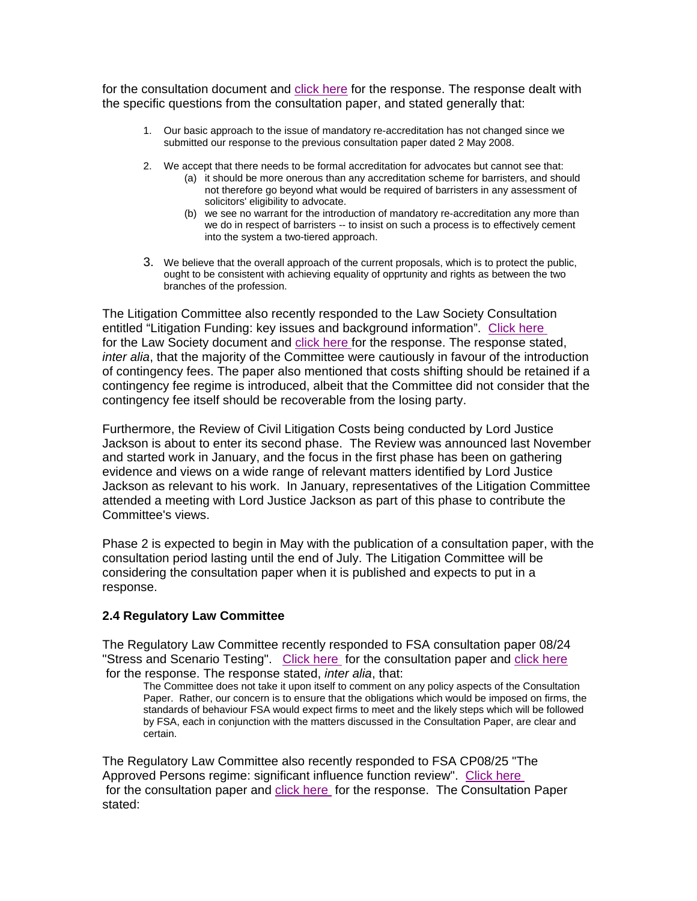for the consultation document and click here for the response. The response dealt with the specific questions from the consultation paper, and stated generally that:

1. Our basic approach to the issue of mandatory re-accreditation has not changed since we submitted our response to the previous consultation paper dated 2 May 2008.
2. We accept that there needs to be formal accreditation for advocates but cannot see that:
   (a) it should be more onerous than any accreditation scheme for barristers, and should not therefore go beyond what would be required of barristers in any assessment of solicitors' eligibility to advocate.
   (b) we see no warrant for the introduction of mandatory re-accreditation any more than we do in respect of barristers -- to insist on such a process is to effectively cement into the system a two-tiered approach.
3. We believe that the overall approach of the current proposals, which is to protect the public, ought to be consistent with achieving equality of opprtunity and rights as between the two branches of the profession.

The Litigation Committee also recently responded to the Law Society Consultation entitled "Litigation Funding: key issues and background information". Click here for the Law Society document and click here for the response. The response stated, *inter alia*, that the majority of the Committee were cautiously in favour of the introduction of contingency fees. The paper also mentioned that costs shifting should be retained if a contingency fee regime is introduced, albeit that the Committee did not consider that the contingency fee itself should be recoverable from the losing party.

Furthermore, the Review of Civil Litigation Costs being conducted by Lord Justice Jackson is about to enter its second phase. The Review was announced last November and started work in January, and the focus in the first phase has been on gathering evidence and views on a wide range of relevant matters identified by Lord Justice Jackson as relevant to his work. In January, representatives of the Litigation Committee attended a meeting with Lord Justice Jackson as part of this phase to contribute the Committee's views.

Phase 2 is expected to begin in May with the publication of a consultation paper, with the consultation period lasting until the end of July. The Litigation Committee will be considering the consultation paper when it is published and expects to put in a response.

### 2.4 Regulatory Law Committee

The Regulatory Law Committee recently responded to FSA consultation paper 08/24 "Stress and Scenario Testing". Click here for the consultation paper and click here for the response. The response stated, *inter alia*, that:

> The Committee does not take it upon itself to comment on any policy aspects of the Consultation Paper. Rather, our concern is to ensure that the obligations which would be imposed on firms, the standards of behaviour FSA would expect firms to meet and the likely steps which will be followed by FSA, each in conjunction with the matters discussed in the Consultation Paper, are clear and certain.

The Regulatory Law Committee also recently responded to FSA CP08/25 "The Approved Persons regime: significant influence function review". Click here for the consultation paper and click here for the response. The Consultation Paper stated: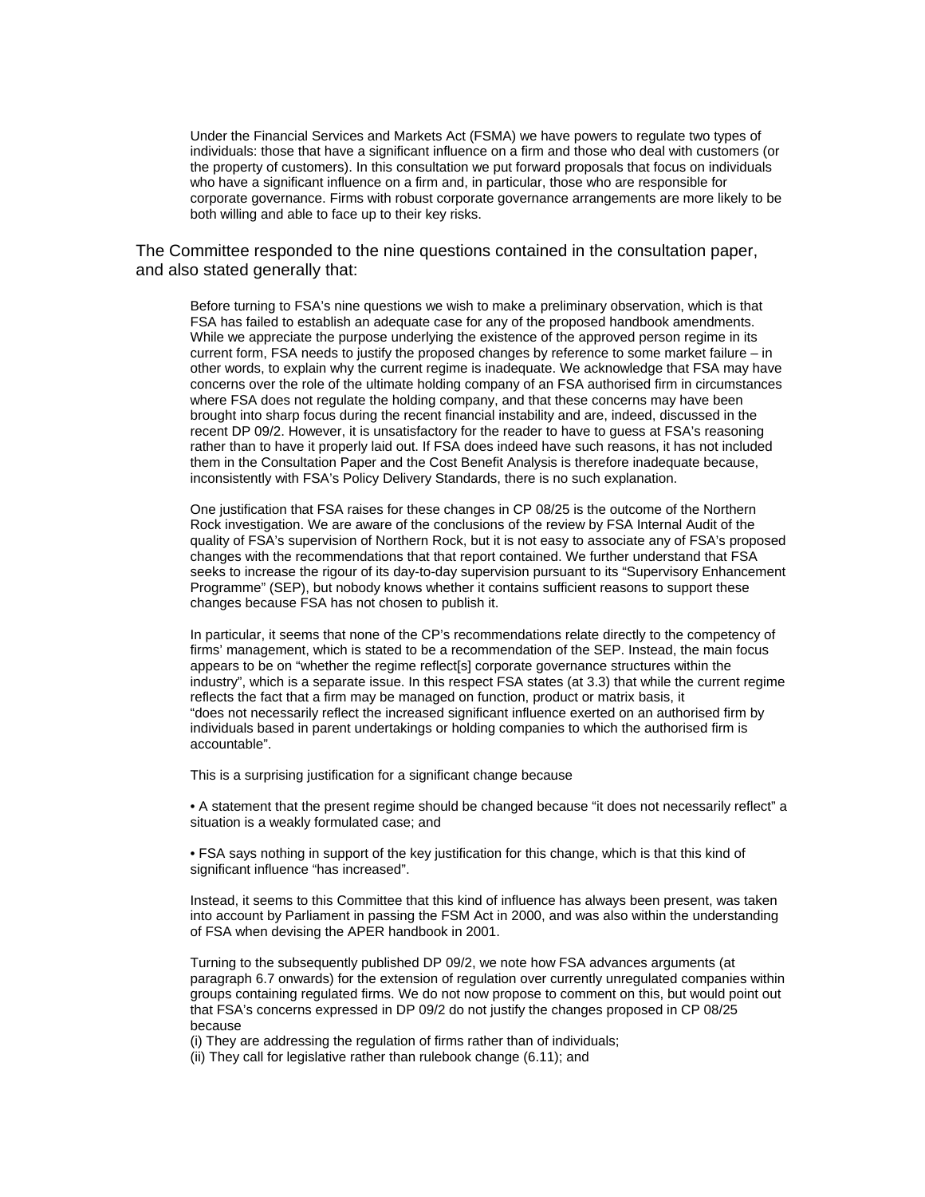> Under the Financial Services and Markets Act (FSMA) we have powers to regulate two types of individuals: those that have a significant influence on a firm and those who deal with customers (or the property of customers). In this consultation we put forward proposals that focus on individuals who have a significant influence on a firm and, in particular, those who are responsible for corporate governance. Firms with robust corporate governance arrangements are more likely to be both willing and able to face up to their key risks.

The Committee responded to the nine questions contained in the consultation paper, and also stated generally that:

> Before turning to FSA's nine questions we wish to make a preliminary observation, which is that FSA has failed to establish an adequate case for any of the proposed handbook amendments. While we appreciate the purpose underlying the existence of the approved person regime in its current form, FSA needs to justify the proposed changes by reference to some market failure – in other words, to explain why the current regime is inadequate. We acknowledge that FSA may have concerns over the role of the ultimate holding company of an FSA authorised firm in circumstances where FSA does not regulate the holding company, and that these concerns may have been brought into sharp focus during the recent financial instability and are, indeed, discussed in the recent DP 09/2. However, it is unsatisfactory for the reader to have to guess at FSA's reasoning rather than to have it properly laid out. If FSA does indeed have such reasons, it has not included them in the Consultation Paper and the Cost Benefit Analysis is therefore inadequate because, inconsistently with FSA's Policy Delivery Standards, there is no such explanation.
>
> One justification that FSA raises for these changes in CP 08/25 is the outcome of the Northern Rock investigation. We are aware of the conclusions of the review by FSA Internal Audit of the quality of FSA's supervision of Northern Rock, but it is not easy to associate any of FSA's proposed changes with the recommendations that that report contained. We further understand that FSA seeks to increase the rigour of its day-to-day supervision pursuant to its "Supervisory Enhancement Programme" (SEP), but nobody knows whether it contains sufficient reasons to support these changes because FSA has not chosen to publish it.
>
> In particular, it seems that none of the CP's recommendations relate directly to the competency of firms' management, which is stated to be a recommendation of the SEP. Instead, the main focus appears to be on "whether the regime reflect[s] corporate governance structures within the industry", which is a separate issue. In this respect FSA states (at 3.3) that while the current regime reflects the fact that a firm may be managed on function, product or matrix basis, it "does not necessarily reflect the increased significant influence exerted on an authorised firm by individuals based in parent undertakings or holding companies to which the authorised firm is accountable".
>
> This is a surprising justification for a significant change because
>
> • A statement that the present regime should be changed because "it does not necessarily reflect" a situation is a weakly formulated case; and
>
> • FSA says nothing in support of the key justification for this change, which is that this kind of significant influence "has increased".
>
> Instead, it seems to this Committee that this kind of influence has always been present, was taken into account by Parliament in passing the FSM Act in 2000, and was also within the understanding of FSA when devising the APER handbook in 2001.
>
> Turning to the subsequently published DP 09/2, we note how FSA advances arguments (at paragraph 6.7 onwards) for the extension of regulation over currently unregulated companies within groups containing regulated firms. We do not now propose to comment on this, but would point out that FSA's concerns expressed in DP 09/2 do not justify the changes proposed in CP 08/25 because
>
> (i) They are addressing the regulation of firms rather than of individuals;
> (ii) They call for legislative rather than rulebook change (6.11); and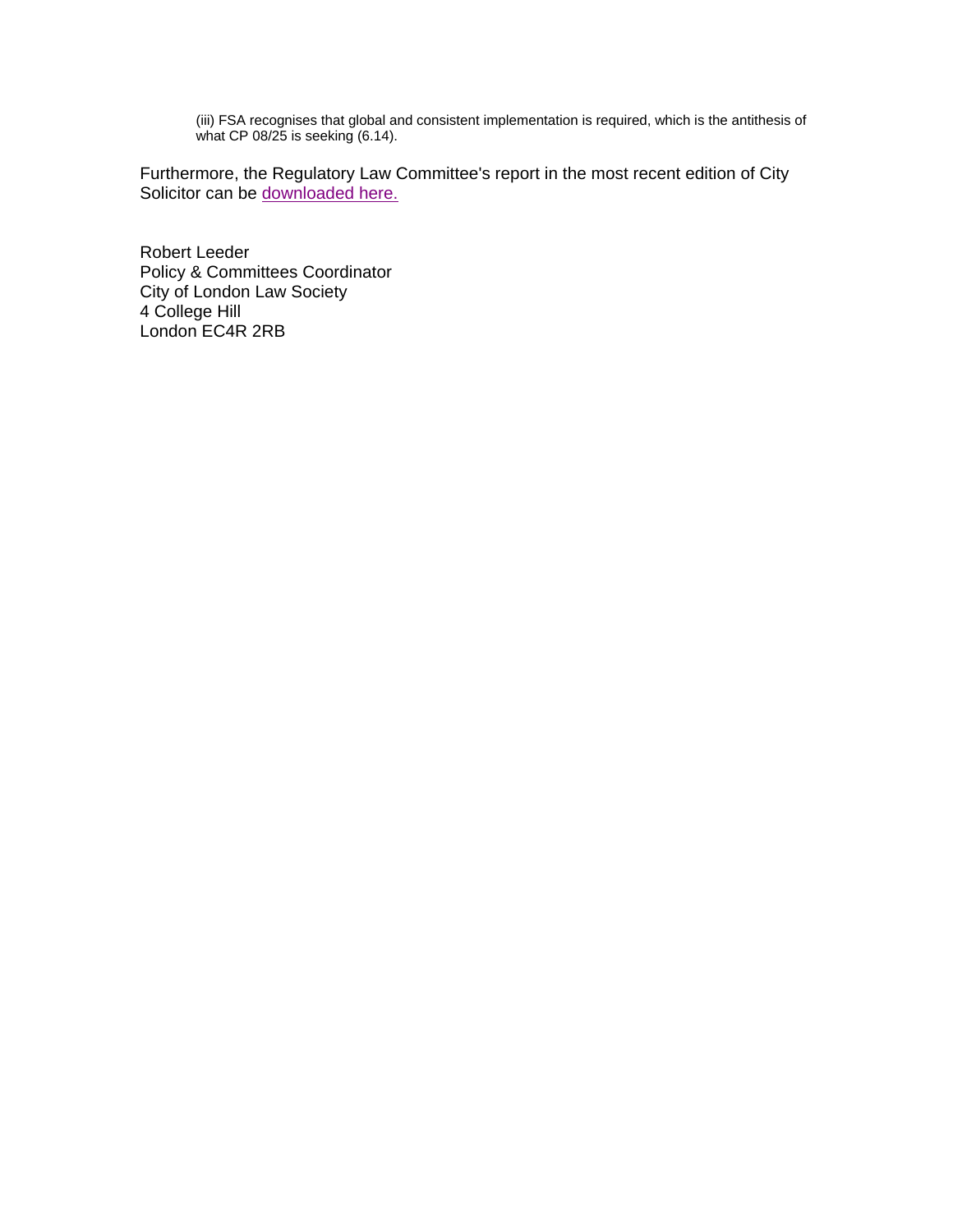(iii) FSA recognises that global and consistent implementation is required, which is the antithesis of what CP 08/25 is seeking (6.14).

Furthermore, the Regulatory Law Committee's report in the most recent edition of City Solicitor can be downloaded here.

Robert Leeder  
Policy & Committees Coordinator  
City of London Law Society  
4 College Hill  
London EC4R 2RB